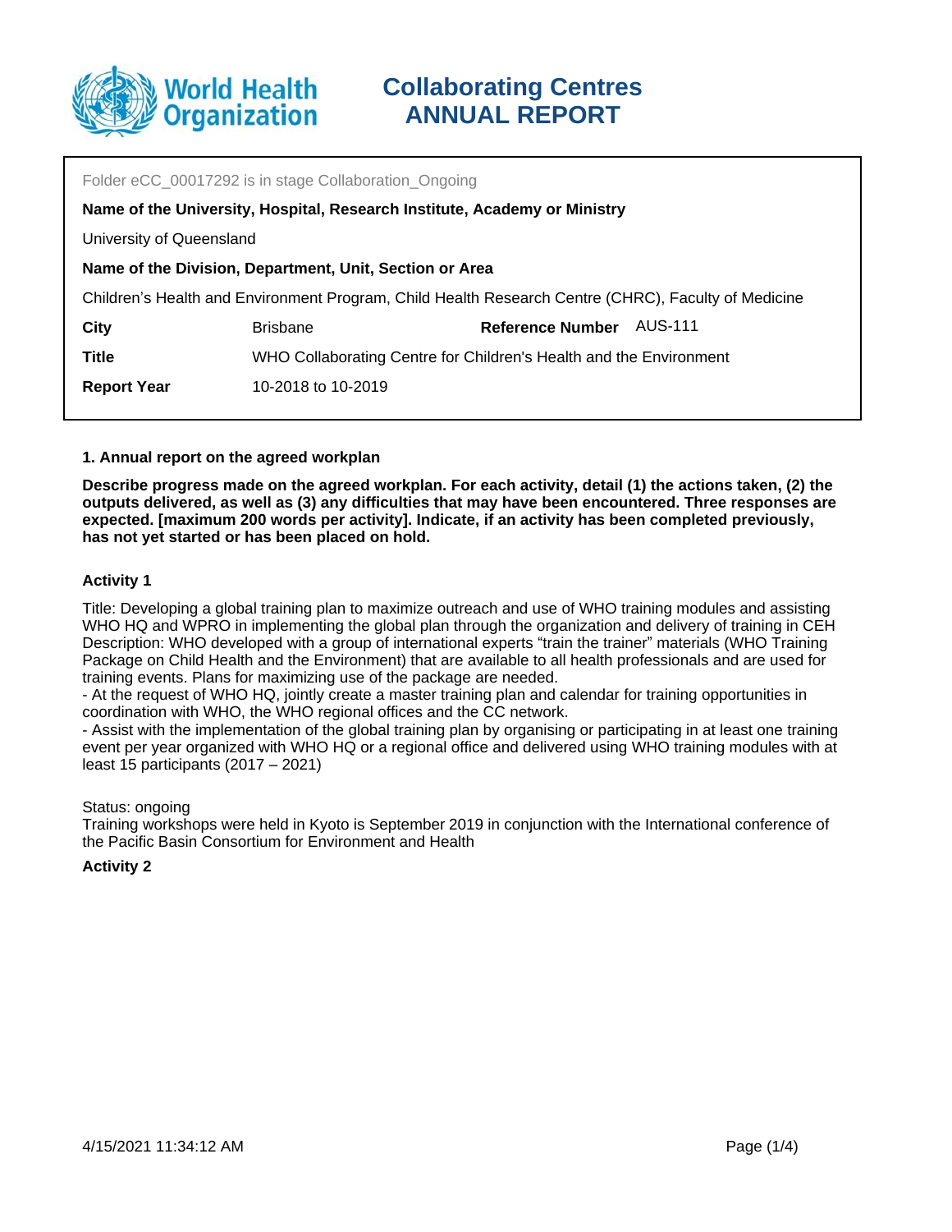# Collaborating Centres ANNUAL REPORT

Folder eCC_00017292 is in stage Collaboration_Ongoing

**Name of the University, Hospital, Research Institute, Academy or Ministry**

University of Queensland

**Name of the Division, Department, Unit, Section or Area**

Children's Health and Environment Program, Child Health Research Centre (CHRC), Faculty of Medicine

| | | | |
|---|---|---|---|
| **City** | Brisbane | **Reference Number** | AUS-111 |
| **Title** | WHO Collaborating Centre for Children's Health and the Environment | | |
| **Report Year** | 10-2018 to 10-2019 | | |

### 1. Annual report on the agreed workplan

**Describe progress made on the agreed workplan. For each activity, detail (1) the actions taken, (2) the outputs delivered, as well as (3) any difficulties that may have been encountered. Three responses are expected. [maximum 200 words per activity]. Indicate, if an activity has been completed previously, has not yet started or has been placed on hold.**

#### Activity 1

Title: Developing a global training plan to maximize outreach and use of WHO training modules and assisting WHO HQ and WPRO in implementing the global plan through the organization and delivery of training in CEH
Description: WHO developed with a group of international experts "train the trainer" materials (WHO Training Package on Child Health and the Environment) that are available to all health professionals and are used for training events. Plans for maximizing use of the package are needed.
- At the request of WHO HQ, jointly create a master training plan and calendar for training opportunities in coordination with WHO, the WHO regional offices and the CC network.
- Assist with the implementation of the global training plan by organising or participating in at least one training event per year organized with WHO HQ or a regional office and delivered using WHO training modules with at least 15 participants (2017 – 2021)

Status: ongoing
Training workshops were held in Kyoto is September 2019 in conjunction with the International conference of the Pacific Basin Consortium for Environment and Health

#### Activity 2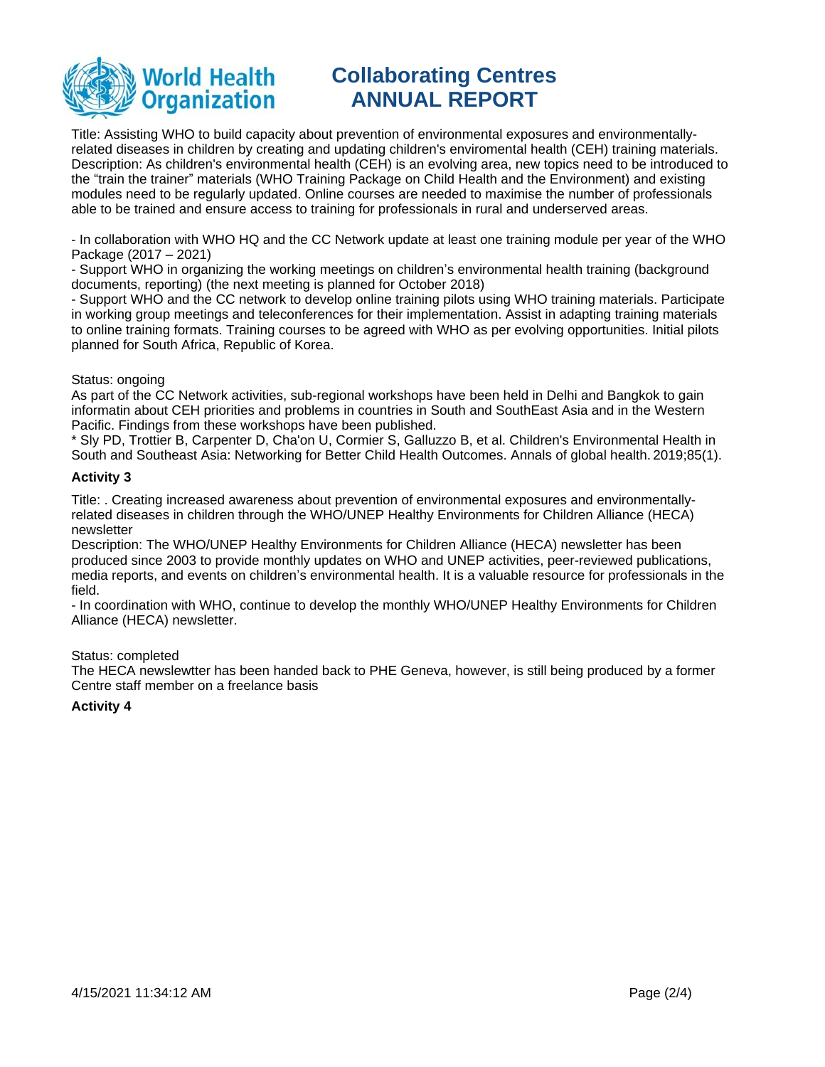Title: Assisting WHO to build capacity about prevention of environmental exposures and environmentally-related diseases in children by creating and updating children's enviromental health (CEH) training materials.
Description: As children's environmental health (CEH) is an evolving area, new topics need to be introduced to the "train the trainer" materials (WHO Training Package on Child Health and the Environment) and existing modules need to be regularly updated. Online courses are needed to maximise the number of professionals able to be trained and ensure access to training for professionals in rural and underserved areas.

- In collaboration with WHO HQ and the CC Network update at least one training module per year of the WHO Package (2017 – 2021)
- Support WHO in organizing the working meetings on children's environmental health training (background documents, reporting) (the next meeting is planned for October 2018)
- Support WHO and the CC network to develop online training pilots using WHO training materials. Participate in working group meetings and teleconferences for their implementation. Assist in adapting training materials to online training formats. Training courses to be agreed with WHO as per evolving opportunities. Initial pilots planned for South Africa, Republic of Korea.

Status: ongoing
As part of the CC Network activities, sub-regional workshops have been held in Delhi and Bangkok to gain informatin about CEH priorities and problems in countries in South and SouthEast Asia and in the Western Pacific. Findings from these workshops have been published.
* Sly PD, Trottier B, Carpenter D, Cha'on U, Cormier S, Galluzzo B, et al. Children's Environmental Health in South and Southeast Asia: Networking for Better Child Health Outcomes. Annals of global health. 2019;85(1).

**Activity 3**

Title: . Creating increased awareness about prevention of environmental exposures and environmentally-related diseases in children through the WHO/UNEP Healthy Environments for Children Alliance (HECA) newsletter
Description: The WHO/UNEP Healthy Environments for Children Alliance (HECA) newsletter has been produced since 2003 to provide monthly updates on WHO and UNEP activities, peer-reviewed publications, media reports, and events on children's environmental health. It is a valuable resource for professionals in the field.
- In coordination with WHO, continue to develop the monthly WHO/UNEP Healthy Environments for Children Alliance (HECA) newsletter.

Status: completed
The HECA newslewtter has been handed back to PHE Geneva, however, is still being produced by a former Centre staff member on a freelance basis

**Activity 4**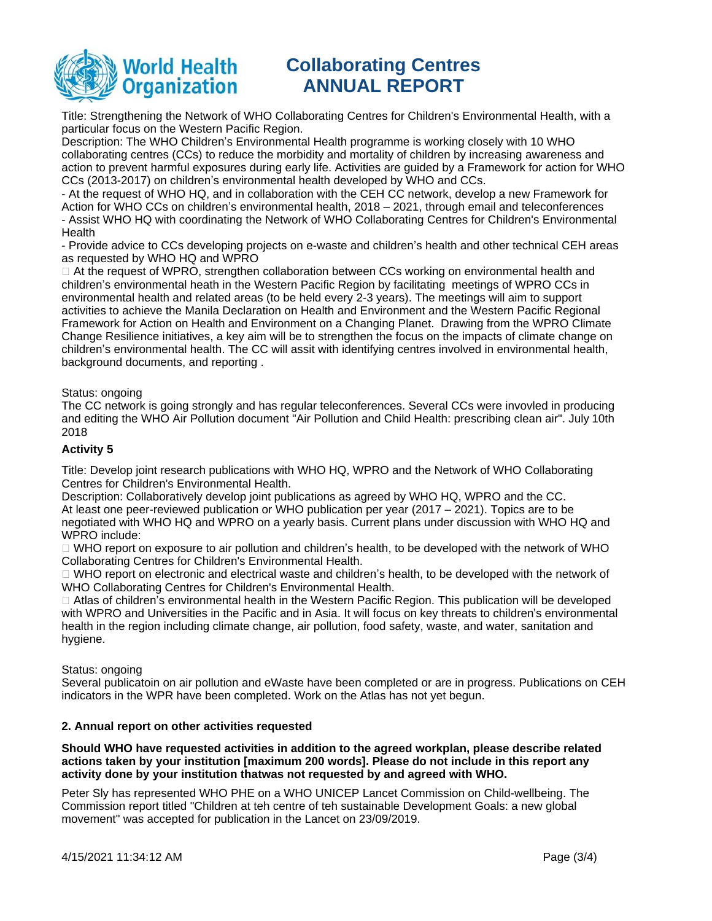Title: Strengthening the Network of WHO Collaborating Centres for Children's Environmental Health, with a particular focus on the Western Pacific Region.

Description: The WHO Children's Environmental Health programme is working closely with 10 WHO collaborating centres (CCs) to reduce the morbidity and mortality of children by increasing awareness and action to prevent harmful exposures during early life. Activities are guided by a Framework for action for WHO CCs (2013-2017) on children's environmental health developed by WHO and CCs.

- At the request of WHO HQ, and in collaboration with the CEH CC network, develop a new Framework for Action for WHO CCs on children's environmental health, 2018 – 2021, through email and teleconferences
- Assist WHO HQ with coordinating the Network of WHO Collaborating Centres for Children's Environmental Health
- Provide advice to CCs developing projects on e-waste and children's health and other technical CEH areas as requested by WHO HQ and WPRO

 At the request of WPRO, strengthen collaboration between CCs working on environmental health and children's environmental heath in the Western Pacific Region by facilitating meetings of WPRO CCs in environmental health and related areas (to be held every 2-3 years). The meetings will aim to support activities to achieve the Manila Declaration on Health and Environment and the Western Pacific Regional Framework for Action on Health and Environment on a Changing Planet. Drawing from the WPRO Climate Change Resilience initiatives, a key aim will be to strengthen the focus on the impacts of climate change on children's environmental health. The CC will assit with identifying centres involved in environmental health, background documents, and reporting .

Status: ongoing

The CC network is going strongly and has regular teleconferences. Several CCs were invovled in producing and editing the WHO Air Pollution document "Air Pollution and Child Health: prescribing clean air". July 10th 2018

**Activity 5**

Title: Develop joint research publications with WHO HQ, WPRO and the Network of WHO Collaborating Centres for Children's Environmental Health.

Description: Collaboratively develop joint publications as agreed by WHO HQ, WPRO and the CC. At least one peer-reviewed publication or WHO publication per year (2017 – 2021). Topics are to be negotiated with WHO HQ and WPRO on a yearly basis. Current plans under discussion with WHO HQ and WPRO include:

 WHO report on exposure to air pollution and children's health, to be developed with the network of WHO Collaborating Centres for Children's Environmental Health.

 WHO report on electronic and electrical waste and children's health, to be developed with the network of WHO Collaborating Centres for Children's Environmental Health.

 Atlas of children's environmental health in the Western Pacific Region. This publication will be developed with WPRO and Universities in the Pacific and in Asia. It will focus on key threats to children's environmental health in the region including climate change, air pollution, food safety, waste, and water, sanitation and hygiene.

Status: ongoing

Several publicatoin on air pollution and eWaste have been completed or are in progress. Publications on CEH indicators in the WPR have been completed. Work on the Atlas has not yet begun.

**2. Annual report on other activities requested**

**Should WHO have requested activities in addition to the agreed workplan, please describe related actions taken by your institution [maximum 200 words]. Please do not include in this report any activity done by your institution thatwas not requested by and agreed with WHO.**

Peter Sly has represented WHO PHE on a WHO UNICEP Lancet Commission on Child-wellbeing. The Commission report titled "Children at teh centre of teh sustainable Development Goals: a new global movement" was accepted for publication in the Lancet on 23/09/2019.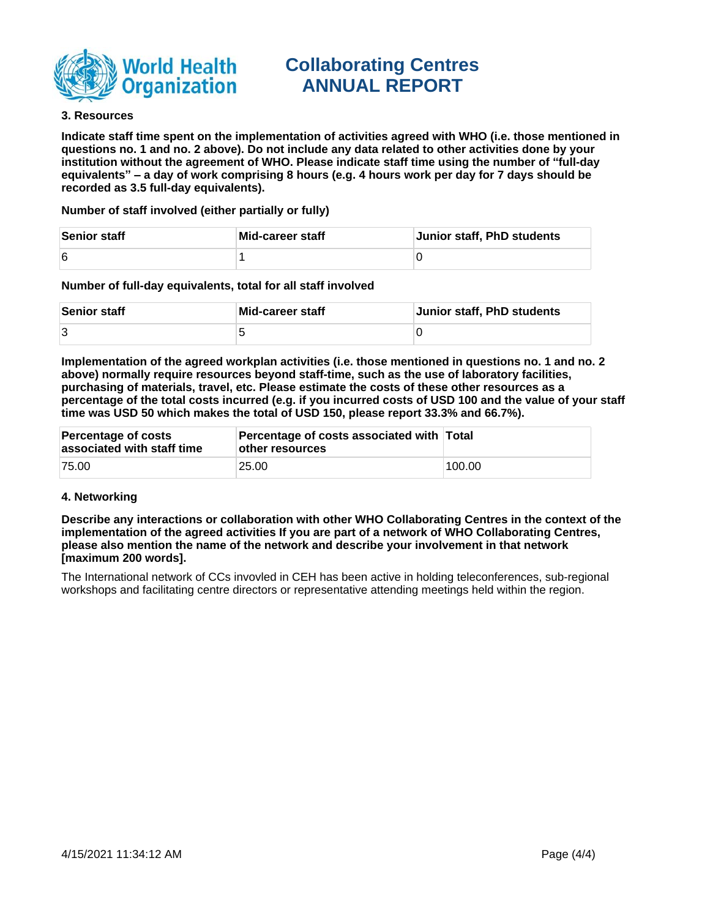### 3. Resources

**Indicate staff time spent on the implementation of activities agreed with WHO (i.e. those mentioned in questions no. 1 and no. 2 above). Do not include any data related to other activities done by your institution without the agreement of WHO. Please indicate staff time using the number of "full-day equivalents" – a day of work comprising 8 hours (e.g. 4 hours work per day for 7 days should be recorded as 3.5 full-day equivalents).**

**Number of staff involved (either partially or fully)**

| Senior staff | Mid-career staff | Junior staff, PhD students |
|---|---|---|
| 6 | 1 | 0 |

**Number of full-day equivalents, total for all staff involved**

| Senior staff | Mid-career staff | Junior staff, PhD students |
|---|---|---|
| 3 | 5 | 0 |

**Implementation of the agreed workplan activities (i.e. those mentioned in questions no. 1 and no. 2 above) normally require resources beyond staff-time, such as the use of laboratory facilities, purchasing of materials, travel, etc. Please estimate the costs of these other resources as a percentage of the total costs incurred (e.g. if you incurred costs of USD 100 and the value of your staff time was USD 50 which makes the total of USD 150, please report 33.3% and 66.7%).**

| Percentage of costs associated with staff time | Percentage of costs associated with other resources | Total |
|---|---|---|
| 75.00 | 25.00 | 100.00 |

### 4. Networking

**Describe any interactions or collaboration with other WHO Collaborating Centres in the context of the implementation of the agreed activities If you are part of a network of WHO Collaborating Centres, please also mention the name of the network and describe your involvement in that network [maximum 200 words].**

The International network of CCs invovled in CEH has been active in holding teleconferences, sub-regional workshops and facilitating centre directors or representative attending meetings held within the region.